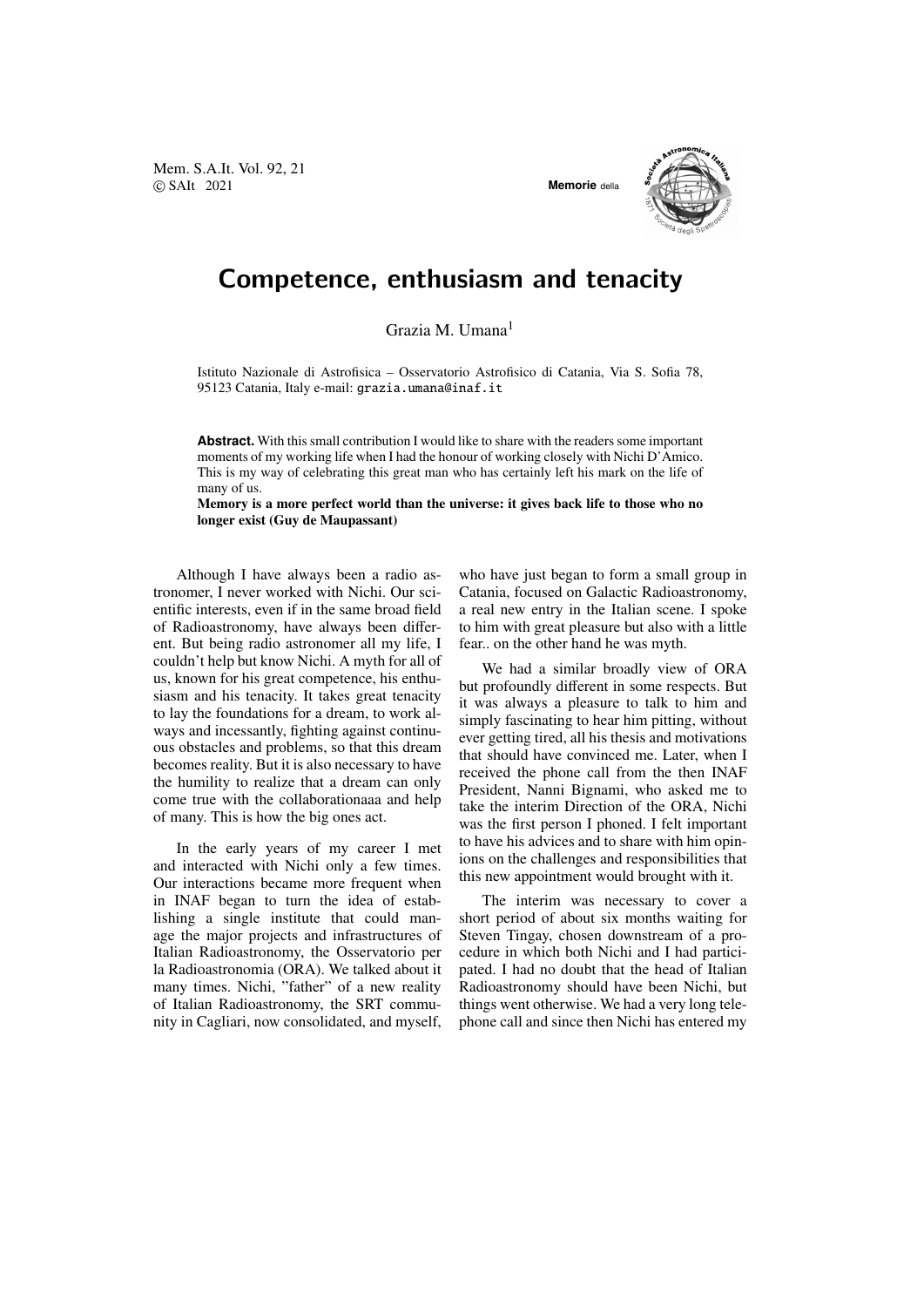# Competence, enthusiasm and tenacity

Grazia M. Umana[1]

Istituto Nazionale di Astrofisica – Osservatorio Astrofisico di Catania, Via S. Sofia 78, 95123 Catania, Italy e-mail: grazia.umana@inaf.it

**Abstract.** With this small contribution I would like to share with the readers some important moments of my working life when I had the honour of working closely with Nichi D'Amico. This is my way of celebrating this great man who has certainly left his mark on the life of many of us.

**Memory is a more perfect world than the universe: it gives back life to those who no longer exist (Guy de Maupassant)**

Although I have always been a radio astronomer, I never worked with Nichi. Our scientific interests, even if in the same broad field of Radioastronomy, have always been different. But being radio astronomer all my life, I couldn't help but know Nichi. A myth for all of us, known for his great competence, his enthusiasm and his tenacity. It takes great tenacity to lay the foundations for a dream, to work always and incessantly, fighting against continuous obstacles and problems, so that this dream becomes reality. But it is also necessary to have the humility to realize that a dream can only come true with the collaborationaaa and help of many. This is how the big ones act.

In the early years of my career I met and interacted with Nichi only a few times. Our interactions became more frequent when in INAF began to turn the idea of establishing a single institute that could manage the major projects and infrastructures of Italian Radioastronomy, the Osservatorio per la Radioastronomia (ORA). We talked about it many times. Nichi, "father" of a new reality of Italian Radioastronomy, the SRT community in Cagliari, now consolidated, and myself, who have just began to form a small group in Catania, focused on Galactic Radioastronomy, a real new entry in the Italian scene. I spoke to him with great pleasure but also with a little fear.. on the other hand he was myth.

We had a similar broadly view of ORA but profoundly different in some respects. But it was always a pleasure to talk to him and simply fascinating to hear him pitting, without ever getting tired, all his thesis and motivations that should have convinced me. Later, when I received the phone call from the then INAF President, Nanni Bignami, who asked me to take the interim Direction of the ORA, Nichi was the first person I phoned. I felt important to have his advices and to share with him opinions on the challenges and responsibilities that this new appointment would brought with it.

The interim was necessary to cover a short period of about six months waiting for Steven Tingay, chosen downstream of a procedure in which both Nichi and I had participated. I had no doubt that the head of Italian Radioastronomy should have been Nichi, but things went otherwise. We had a very long telephone call and since then Nichi has entered my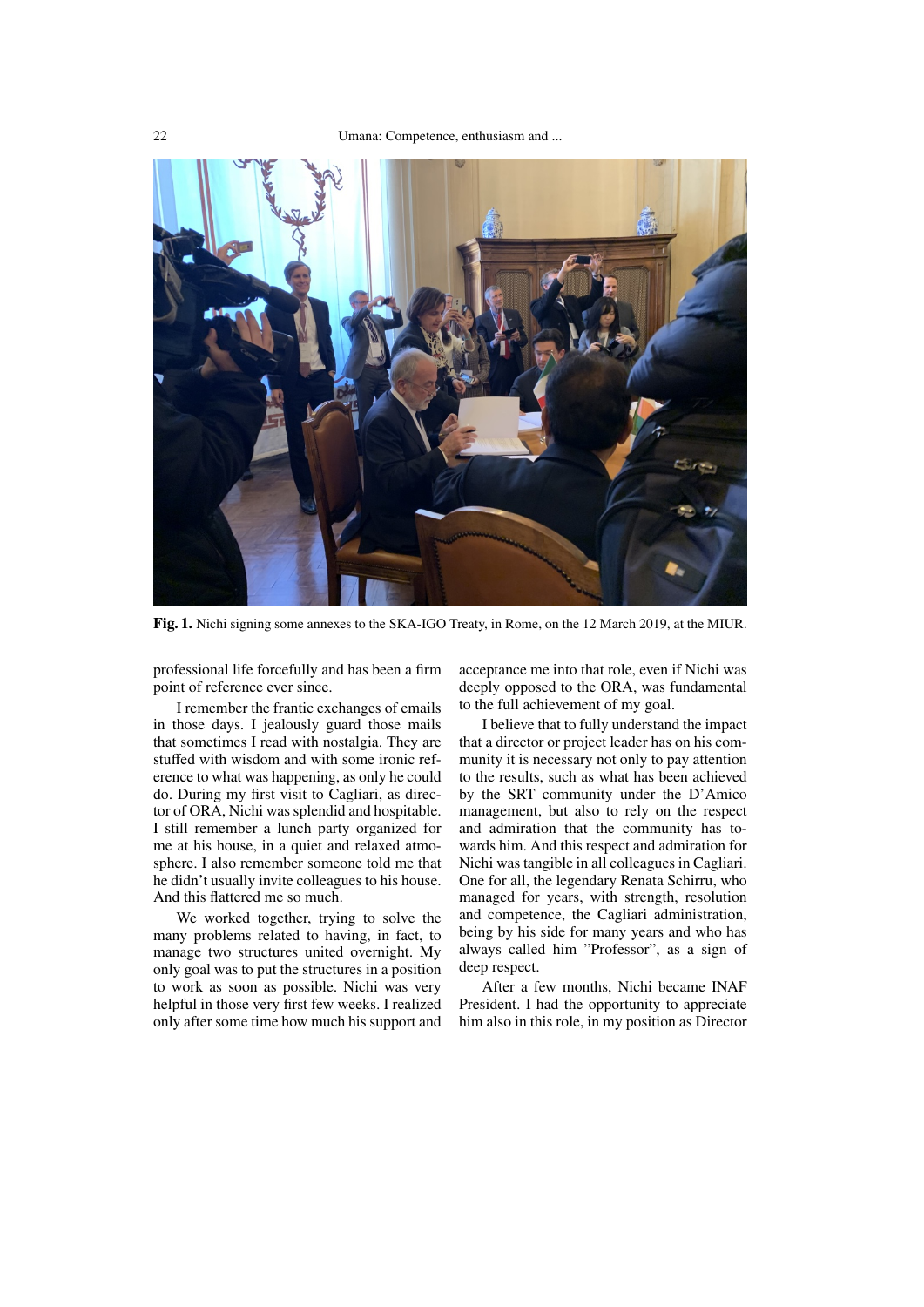**Fig. 1.** Nichi signing some annexes to the SKA-IGO Treaty, in Rome, on the 12 March 2019, at the MIUR.

professional life forcefully and has been a firm point of reference ever since.

I remember the frantic exchanges of emails in those days. I jealously guard those mails that sometimes I read with nostalgia. They are stuffed with wisdom and with some ironic reference to what was happening, as only he could do. During my first visit to Cagliari, as director of ORA, Nichi was splendid and hospitable. I still remember a lunch party organized for me at his house, in a quiet and relaxed atmosphere. I also remember someone told me that he didn't usually invite colleagues to his house. And this flattered me so much.

We worked together, trying to solve the many problems related to having, in fact, to manage two structures united overnight. My only goal was to put the structures in a position to work as soon as possible. Nichi was very helpful in those very first few weeks. I realized only after some time how much his support and acceptance me into that role, even if Nichi was deeply opposed to the ORA, was fundamental to the full achievement of my goal.

I believe that to fully understand the impact that a director or project leader has on his community it is necessary not only to pay attention to the results, such as what has been achieved by the SRT community under the D'Amico management, but also to rely on the respect and admiration that the community has towards him. And this respect and admiration for Nichi was tangible in all colleagues in Cagliari. One for all, the legendary Renata Schirru, who managed for years, with strength, resolution and competence, the Cagliari administration, being by his side for many years and who has always called him "Professor", as a sign of deep respect.

After a few months, Nichi became INAF President. I had the opportunity to appreciate him also in this role, in my position as Director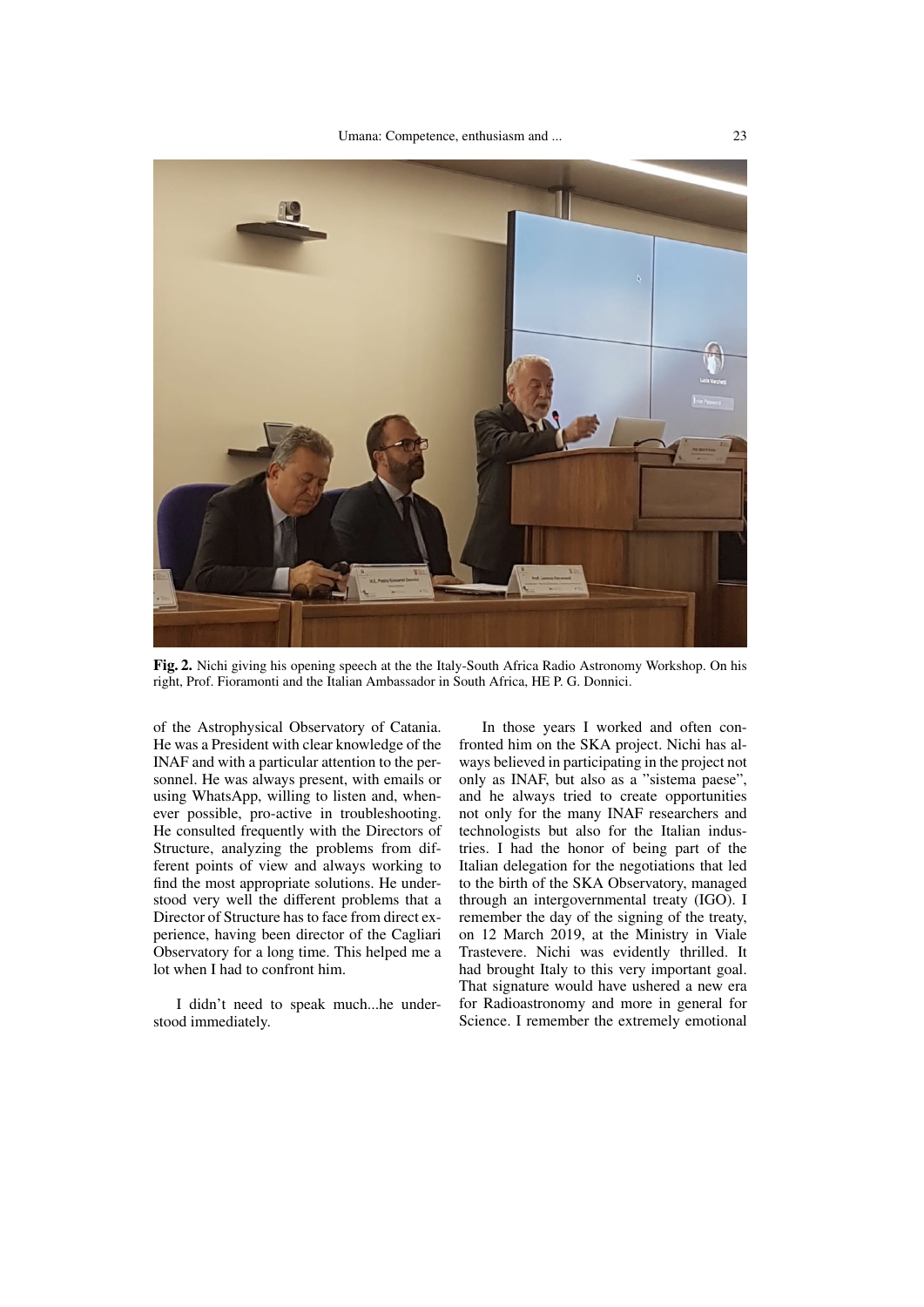Fig. 2. Nichi giving his opening speech at the the Italy-South Africa Radio Astronomy Workshop. On his right, Prof. Fioramonti and the Italian Ambassador in South Africa, HE P. G. Donnici.

of the Astrophysical Observatory of Catania. He was a President with clear knowledge of the INAF and with a particular attention to the personnel. He was always present, with emails or using WhatsApp, willing to listen and, whenever possible, pro-active in troubleshooting. He consulted frequently with the Directors of Structure, analyzing the problems from different points of view and always working to find the most appropriate solutions. He understood very well the different problems that a Director of Structure has to face from direct experience, having been director of the Cagliari Observatory for a long time. This helped me a lot when I had to confront him.

I didn't need to speak much...he understood immediately.

In those years I worked and often confronted him on the SKA project. Nichi has always believed in participating in the project not only as INAF, but also as a "sistema paese", and he always tried to create opportunities not only for the many INAF researchers and technologists but also for the Italian industries. I had the honor of being part of the Italian delegation for the negotiations that led to the birth of the SKA Observatory, managed through an intergovernmental treaty (IGO). I remember the day of the signing of the treaty, on 12 March 2019, at the Ministry in Viale Trastevere. Nichi was evidently thrilled. It had brought Italy to this very important goal. That signature would have ushered a new era for Radioastronomy and more in general for Science. I remember the extremely emotional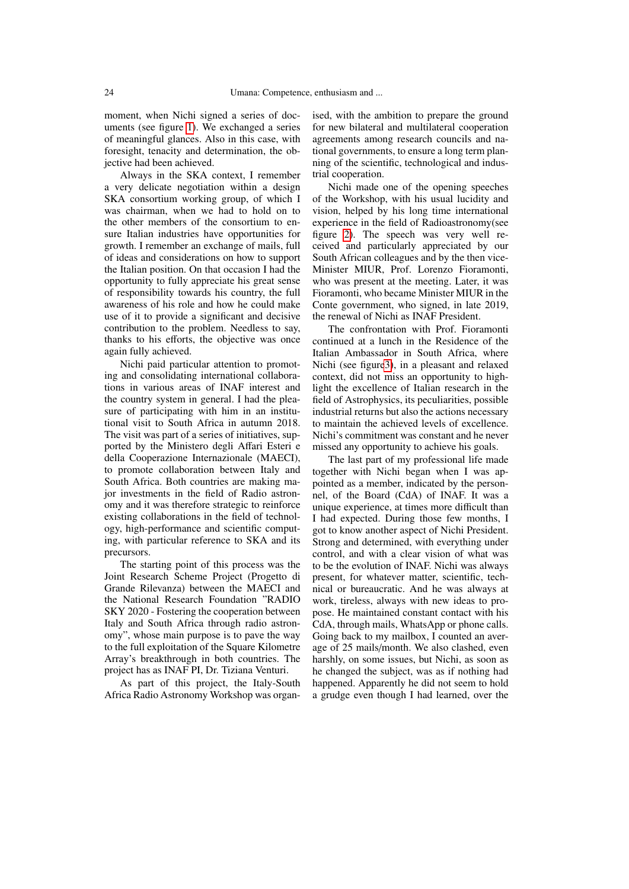moment, when Nichi signed a series of documents (see figure 1). We exchanged a series of meaningful glances. Also in this case, with foresight, tenacity and determination, the objective had been achieved.

Always in the SKA context, I remember a very delicate negotiation within a design SKA consortium working group, of which I was chairman, when we had to hold on to the other members of the consortium to ensure Italian industries have opportunities for growth. I remember an exchange of mails, full of ideas and considerations on how to support the Italian position. On that occasion I had the opportunity to fully appreciate his great sense of responsibility towards his country, the full awareness of his role and how he could make use of it to provide a significant and decisive contribution to the problem. Needless to say, thanks to his efforts, the objective was once again fully achieved.

Nichi paid particular attention to promoting and consolidating international collaborations in various areas of INAF interest and the country system in general. I had the pleasure of participating with him in an institutional visit to South Africa in autumn 2018. The visit was part of a series of initiatives, supported by the Ministero degli Affari Esteri e della Cooperazione Internazionale (MAECI), to promote collaboration between Italy and South Africa. Both countries are making major investments in the field of Radio astronomy and it was therefore strategic to reinforce existing collaborations in the field of technology, high-performance and scientific computing, with particular reference to SKA and its precursors.

The starting point of this process was the Joint Research Scheme Project (Progetto di Grande Rilevanza) between the MAECI and the National Research Foundation "RADIO SKY 2020 - Fostering the cooperation between Italy and South Africa through radio astronomy", whose main purpose is to pave the way to the full exploitation of the Square Kilometre Array's breakthrough in both countries. The project has as INAF PI, Dr. Tiziana Venturi.

As part of this project, the Italy-South Africa Radio Astronomy Workshop was organised, with the ambition to prepare the ground for new bilateral and multilateral cooperation agreements among research councils and national governments, to ensure a long term planning of the scientific, technological and industrial cooperation.

Nichi made one of the opening speeches of the Workshop, with his usual lucidity and vision, helped by his long time international experience in the field of Radioastronomy(see figure 2). The speech was very well received and particularly appreciated by our South African colleagues and by the then vice-Minister MIUR, Prof. Lorenzo Fioramonti, who was present at the meeting. Later, it was Fioramonti, who became Minister MIUR in the Conte government, who signed, in late 2019, the renewal of Nichi as INAF President.

The confrontation with Prof. Fioramonti continued at a lunch in the Residence of the Italian Ambassador in South Africa, where Nichi (see figure3), in a pleasant and relaxed context, did not miss an opportunity to highlight the excellence of Italian research in the field of Astrophysics, its peculiarities, possible industrial returns but also the actions necessary to maintain the achieved levels of excellence. Nichi's commitment was constant and he never missed any opportunity to achieve his goals.

The last part of my professional life made together with Nichi began when I was appointed as a member, indicated by the personnel, of the Board (CdA) of INAF. It was a unique experience, at times more difficult than I had expected. During those few months, I got to know another aspect of Nichi President. Strong and determined, with everything under control, and with a clear vision of what was to be the evolution of INAF. Nichi was always present, for whatever matter, scientific, technical or bureaucratic. And he was always at work, tireless, always with new ideas to propose. He maintained constant contact with his CdA, through mails, WhatsApp or phone calls. Going back to my mailbox, I counted an average of 25 mails/month. We also clashed, even harshly, on some issues, but Nichi, as soon as he changed the subject, was as if nothing had happened. Apparently he did not seem to hold a grudge even though I had learned, over the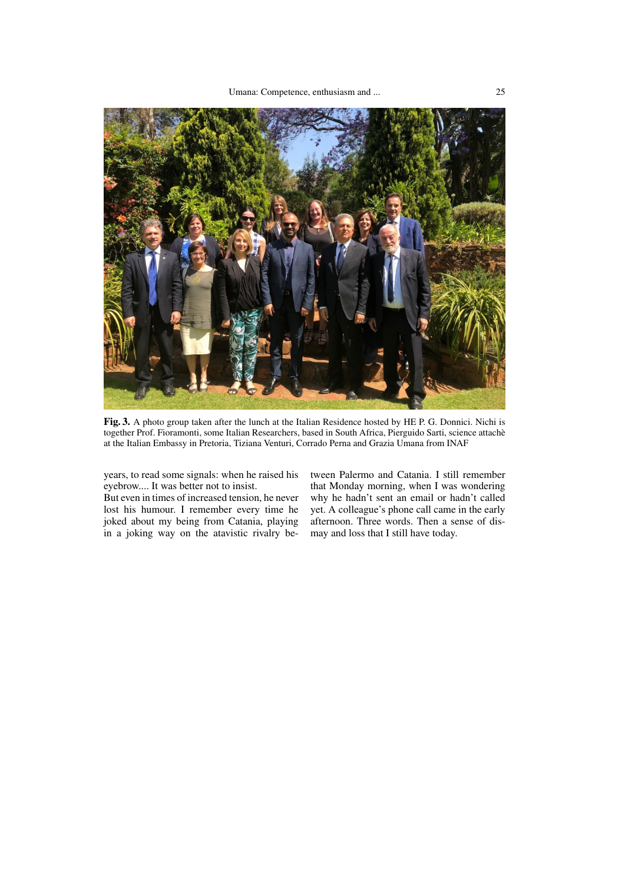**Fig. 3.** A photo group taken after the lunch at the Italian Residence hosted by HE P. G. Donnici. Nichi is together Prof. Fioramonti, some Italian Researchers, based in South Africa, Pierguido Sarti, science attachè at the Italian Embassy in Pretoria, Tiziana Venturi, Corrado Perna and Grazia Umana from INAF

years, to read some signals: when he raised his eyebrow.... It was better not to insist.

But even in times of increased tension, he never lost his humour. I remember every time he joked about my being from Catania, playing in a joking way on the atavistic rivalry between Palermo and Catania. I still remember that Monday morning, when I was wondering why he hadn't sent an email or hadn't called yet. A colleague's phone call came in the early afternoon. Three words. Then a sense of dismay and loss that I still have today.